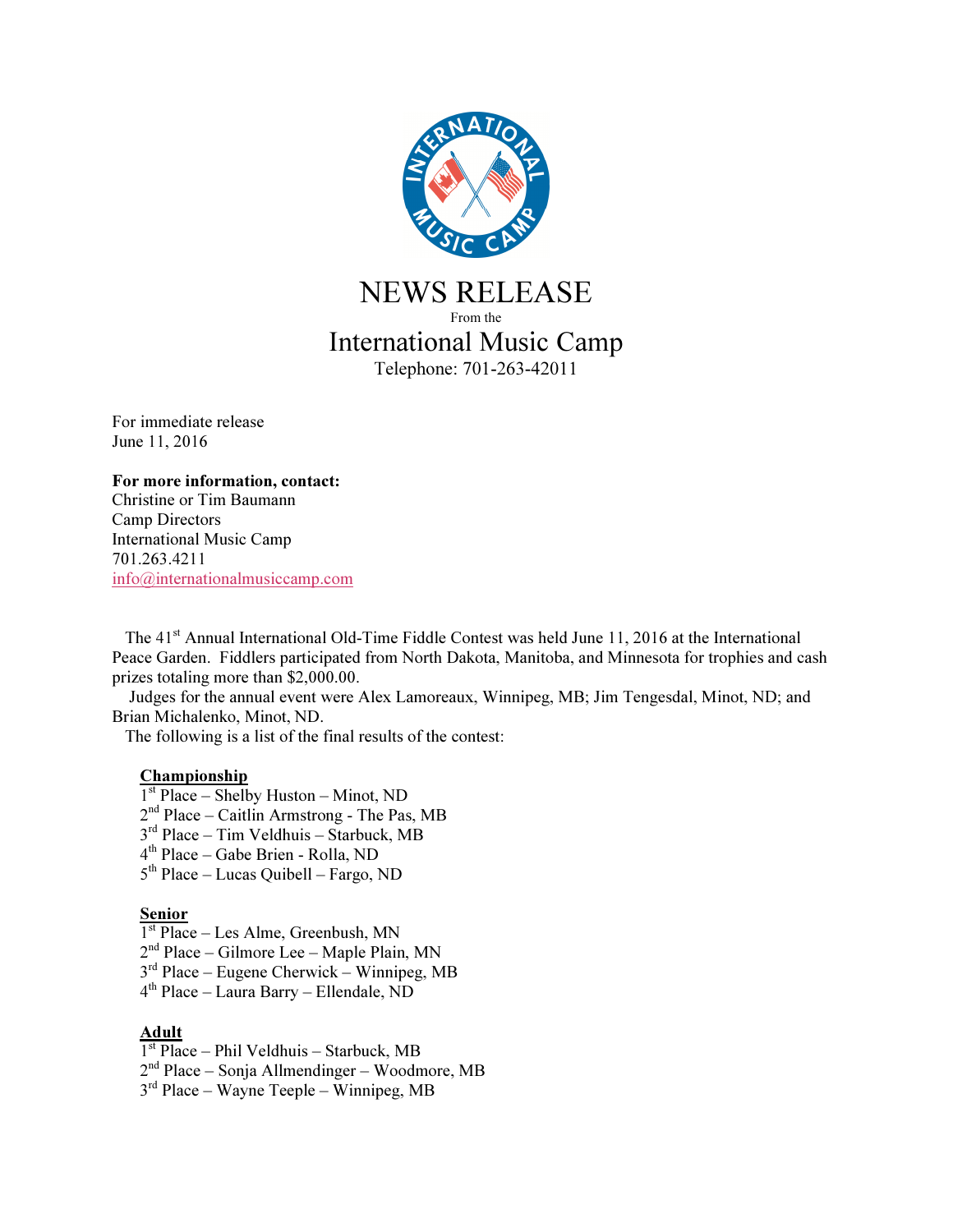# NEWS RELEASE

From the

## International Music Camp

Telephone: 701-263-42011

For immediate release
June 11, 2016

**For more information, contact:**
Christine or Tim Baumann
Camp Directors
International Music Camp
701.263.4211
info@internationalmusiccamp.com

The 41st Annual International Old-Time Fiddle Contest was held June 11, 2016 at the International Peace Garden. Fiddlers participated from North Dakota, Manitoba, and Minnesota for trophies and cash prizes totaling more than $2,000.00.

Judges for the annual event were Alex Lamoreaux, Winnipeg, MB; Jim Tengesdal, Minot, ND; and Brian Michalenko, Minot, ND.

The following is a list of the final results of the contest:

**Championship**

1st Place – Shelby Huston – Minot, ND
2nd Place – Caitlin Armstrong - The Pas, MB
3rd Place – Tim Veldhuis – Starbuck, MB
4th Place – Gabe Brien - Rolla, ND
5th Place – Lucas Quibell – Fargo, ND

**Senior**

1st Place – Les Alme, Greenbush, MN
2nd Place – Gilmore Lee – Maple Plain, MN
3rd Place – Eugene Cherwick – Winnipeg, MB
4th Place – Laura Barry – Ellendale, ND

**Adult**

1st Place – Phil Veldhuis – Starbuck, MB
2nd Place – Sonja Allmendinger – Woodmore, MB
3rd Place – Wayne Teeple – Winnipeg, MB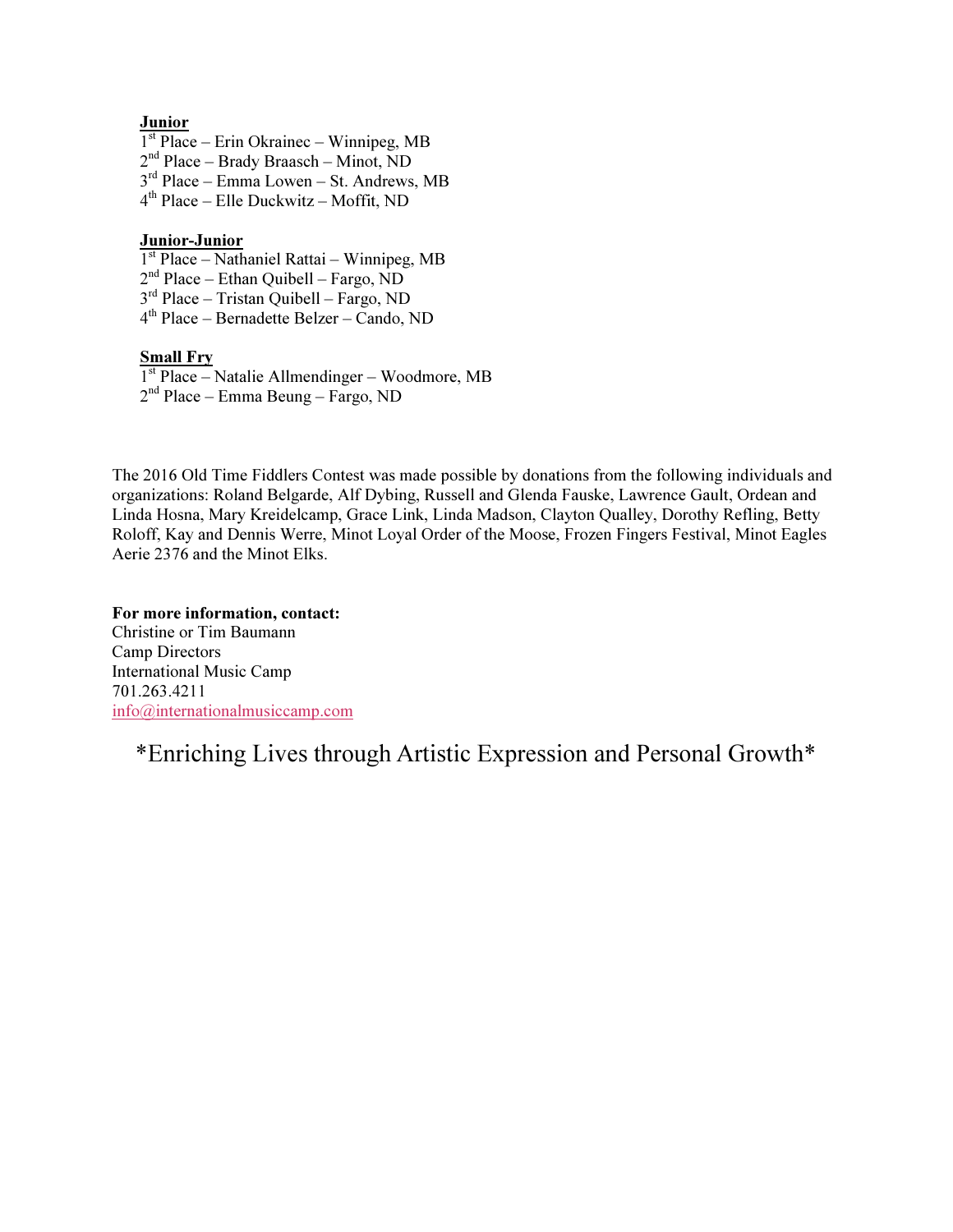**Junior**

1st Place – Erin Okrainec – Winnipeg, MB
2nd Place – Brady Braasch – Minot, ND
3rd Place – Emma Lowen – St. Andrews, MB
4th Place – Elle Duckwitz – Moffit, ND

**Junior-Junior**

1st Place – Nathaniel Rattai – Winnipeg, MB
2nd Place – Ethan Quibell – Fargo, ND
3rd Place – Tristan Quibell – Fargo, ND
4th Place – Bernadette Belzer – Cando, ND

**Small Fry**

1st Place – Natalie Allmendinger – Woodmore, MB
2nd Place – Emma Beung – Fargo, ND

The 2016 Old Time Fiddlers Contest was made possible by donations from the following individuals and organizations: Roland Belgarde, Alf Dybing, Russell and Glenda Fauske, Lawrence Gault, Ordean and Linda Hosna, Mary Kreidelcamp, Grace Link, Linda Madson, Clayton Qualley, Dorothy Refling, Betty Roloff, Kay and Dennis Werre, Minot Loyal Order of the Moose, Frozen Fingers Festival, Minot Eagles Aerie 2376 and the Minot Elks.

**For more information, contact:**
Christine or Tim Baumann
Camp Directors
International Music Camp
701.263.4211
info@internationalmusiccamp.com

*Enriching Lives through Artistic Expression and Personal Growth*